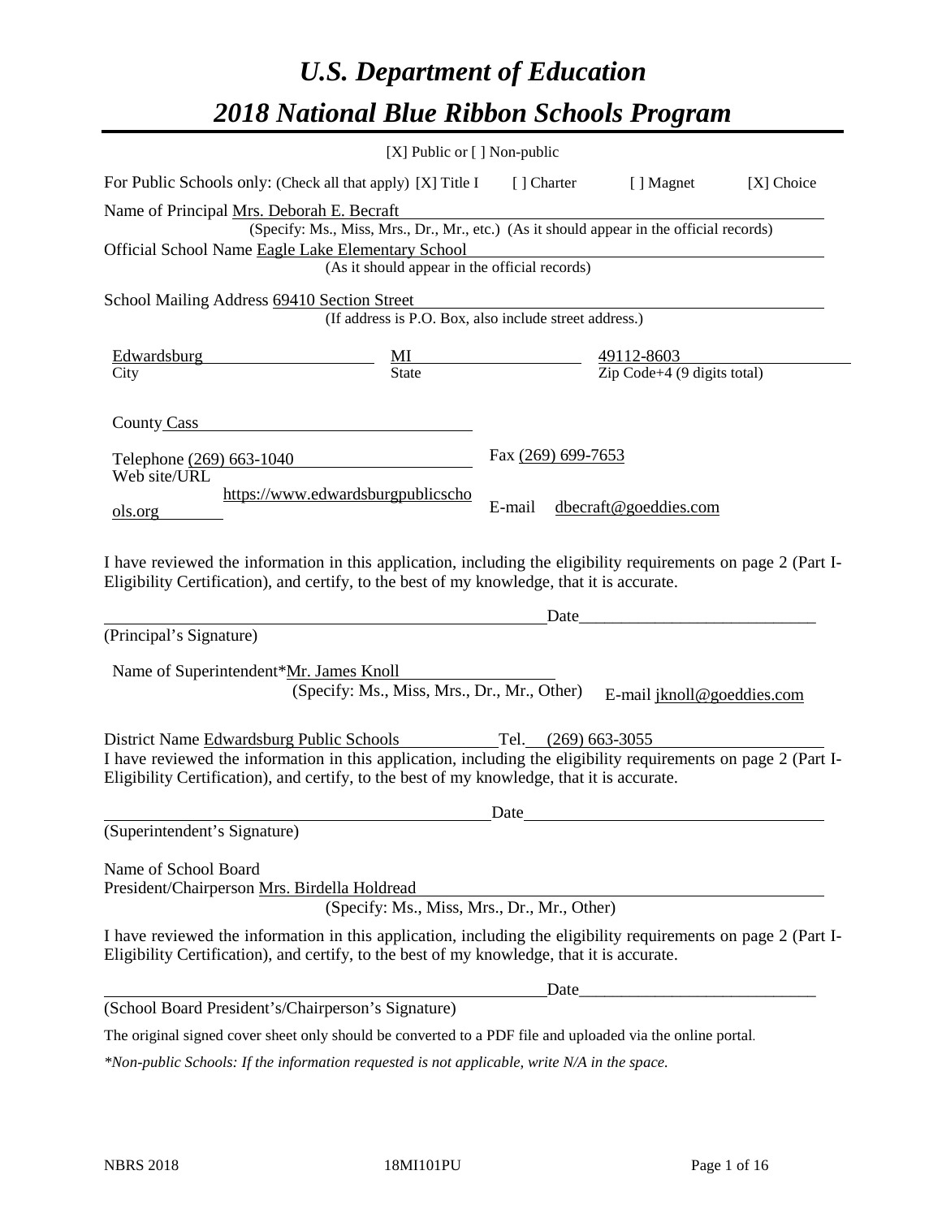# *U.S. Department of Education*

# *2018 National Blue Ribbon Schools Program*

[X] Public or [ ] Non-public

For Public Schools only: (Check all that apply) [X] Title I [ ] Charter [ ] Magnet [X] Choice

Name of Principal Mrs. Deborah E. Becraft
(Specify: Ms., Miss, Mrs., Dr., Mr., etc.) (As it should appear in the official records)

Official School Name Eagle Lake Elementary School
(As it should appear in the official records)

School Mailing Address 69410 Section Street
(If address is P.O. Box, also include street address.)

| Edwardsburg | MI | 49112-8603 |
|---|---|---|
| City | State | Zip Code+4 (9 digits total) |

County Cass

Telephone (269) 663-1040 Fax (269) 699-7653

Web site/URL https://www.edwardsburgpublicschools.org E-mail dbecraft@goeddies.com

I have reviewed the information in this application, including the eligibility requirements on page 2 (Part I-Eligibility Certification), and certify, to the best of my knowledge, that it is accurate.

_______________________________________________ Date____________________________

(Principal's Signature)

Name of Superintendent* Mr. James Knoll
(Specify: Ms., Miss, Mrs., Dr., Mr., Other) E-mail jknoll@goeddies.com

District Name Edwardsburg Public Schools Tel. (269) 663-3055

I have reviewed the information in this application, including the eligibility requirements on page 2 (Part I-Eligibility Certification), and certify, to the best of my knowledge, that it is accurate.

_______________________________________________ Date____________________________

(Superintendent's Signature)

Name of School Board
President/Chairperson Mrs. Birdella Holdread
(Specify: Ms., Miss, Mrs., Dr., Mr., Other)

I have reviewed the information in this application, including the eligibility requirements on page 2 (Part I-Eligibility Certification), and certify, to the best of my knowledge, that it is accurate.

_______________________________________________ Date____________________________

(School Board President's/Chairperson's Signature)

The original signed cover sheet only should be converted to a PDF file and uploaded via the online portal.

*\*Non-public Schools: If the information requested is not applicable, write N/A in the space.*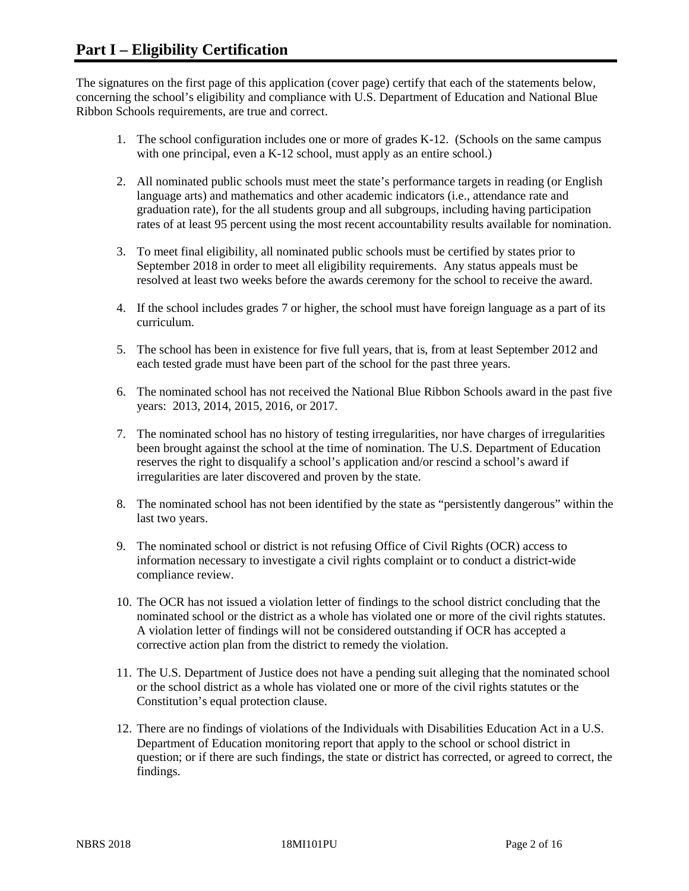# Part I – Eligibility Certification

The signatures on the first page of this application (cover page) certify that each of the statements below, concerning the school's eligibility and compliance with U.S. Department of Education and National Blue Ribbon Schools requirements, are true and correct.

1. The school configuration includes one or more of grades K-12. (Schools on the same campus with one principal, even a K-12 school, must apply as an entire school.)
2. All nominated public schools must meet the state's performance targets in reading (or English language arts) and mathematics and other academic indicators (i.e., attendance rate and graduation rate), for the all students group and all subgroups, including having participation rates of at least 95 percent using the most recent accountability results available for nomination.
3. To meet final eligibility, all nominated public schools must be certified by states prior to September 2018 in order to meet all eligibility requirements. Any status appeals must be resolved at least two weeks before the awards ceremony for the school to receive the award.
4. If the school includes grades 7 or higher, the school must have foreign language as a part of its curriculum.
5. The school has been in existence for five full years, that is, from at least September 2012 and each tested grade must have been part of the school for the past three years.
6. The nominated school has not received the National Blue Ribbon Schools award in the past five years: 2013, 2014, 2015, 2016, or 2017.
7. The nominated school has no history of testing irregularities, nor have charges of irregularities been brought against the school at the time of nomination. The U.S. Department of Education reserves the right to disqualify a school's application and/or rescind a school's award if irregularities are later discovered and proven by the state.
8. The nominated school has not been identified by the state as "persistently dangerous" within the last two years.
9. The nominated school or district is not refusing Office of Civil Rights (OCR) access to information necessary to investigate a civil rights complaint or to conduct a district-wide compliance review.
10. The OCR has not issued a violation letter of findings to the school district concluding that the nominated school or the district as a whole has violated one or more of the civil rights statutes. A violation letter of findings will not be considered outstanding if OCR has accepted a corrective action plan from the district to remedy the violation.
11. The U.S. Department of Justice does not have a pending suit alleging that the nominated school or the school district as a whole has violated one or more of the civil rights statutes or the Constitution's equal protection clause.
12. There are no findings of violations of the Individuals with Disabilities Education Act in a U.S. Department of Education monitoring report that apply to the school or school district in question; or if there are such findings, the state or district has corrected, or agreed to correct, the findings.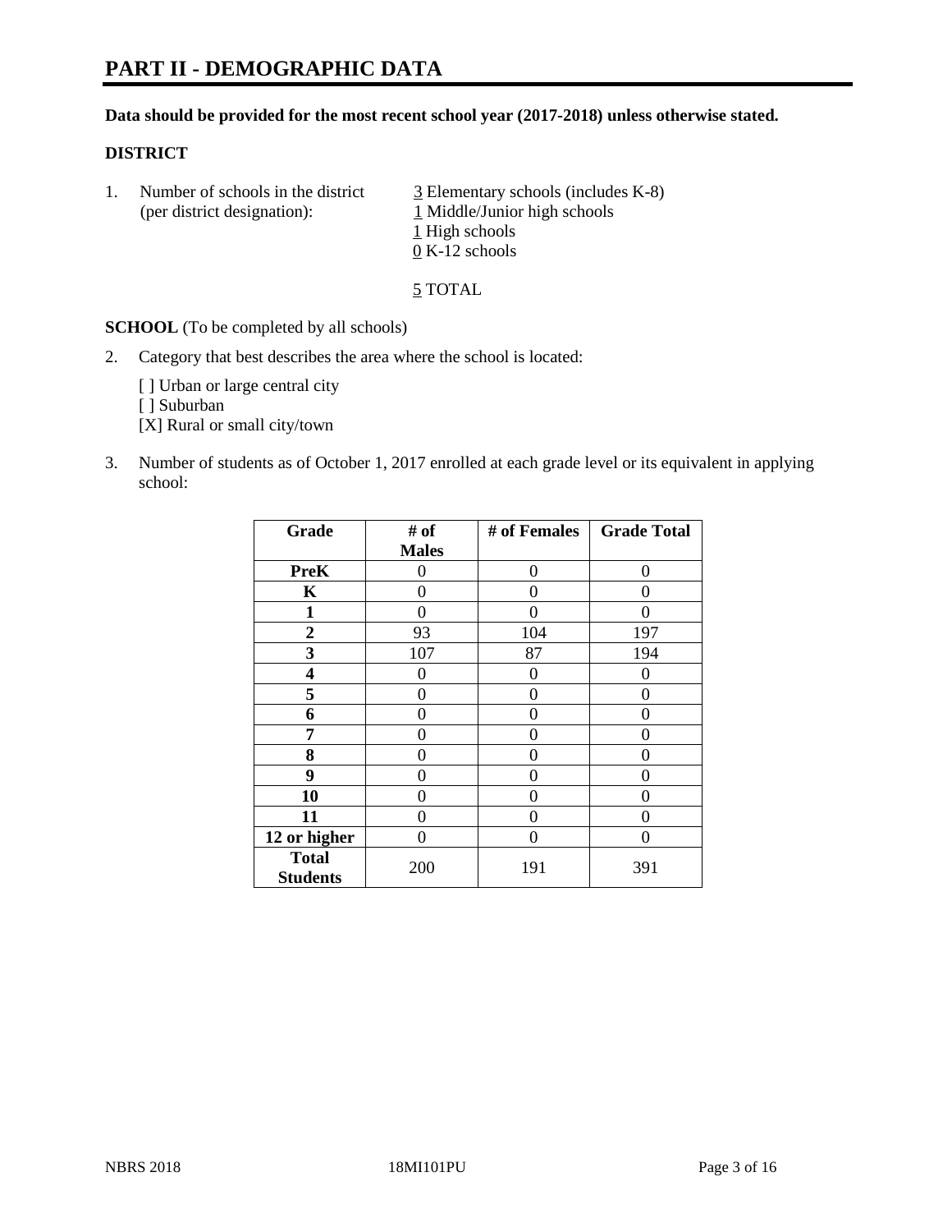# PART II - DEMOGRAPHIC DATA

**Data should be provided for the most recent school year (2017-2018) unless otherwise stated.**

**DISTRICT**

1. Number of schools in the district (per district designation):
   3 Elementary schools (includes K-8)
   1 Middle/Junior high schools
   1 High schools
   0 K-12 schools

   5 TOTAL

**SCHOOL** (To be completed by all schools)

2. Category that best describes the area where the school is located:

   [ ] Urban or large central city
   [ ] Suburban
   [X] Rural or small city/town

3. Number of students as of October 1, 2017 enrolled at each grade level or its equivalent in applying school:

| Grade | # of Males | # of Females | Grade Total |
|---|---|---|---|
| **PreK** | 0 | 0 | 0 |
| **K** | 0 | 0 | 0 |
| **1** | 0 | 0 | 0 |
| **2** | 93 | 104 | 197 |
| **3** | 107 | 87 | 194 |
| **4** | 0 | 0 | 0 |
| **5** | 0 | 0 | 0 |
| **6** | 0 | 0 | 0 |
| **7** | 0 | 0 | 0 |
| **8** | 0 | 0 | 0 |
| **9** | 0 | 0 | 0 |
| **10** | 0 | 0 | 0 |
| **11** | 0 | 0 | 0 |
| **12 or higher** | 0 | 0 | 0 |
| **Total Students** | 200 | 191 | 391 |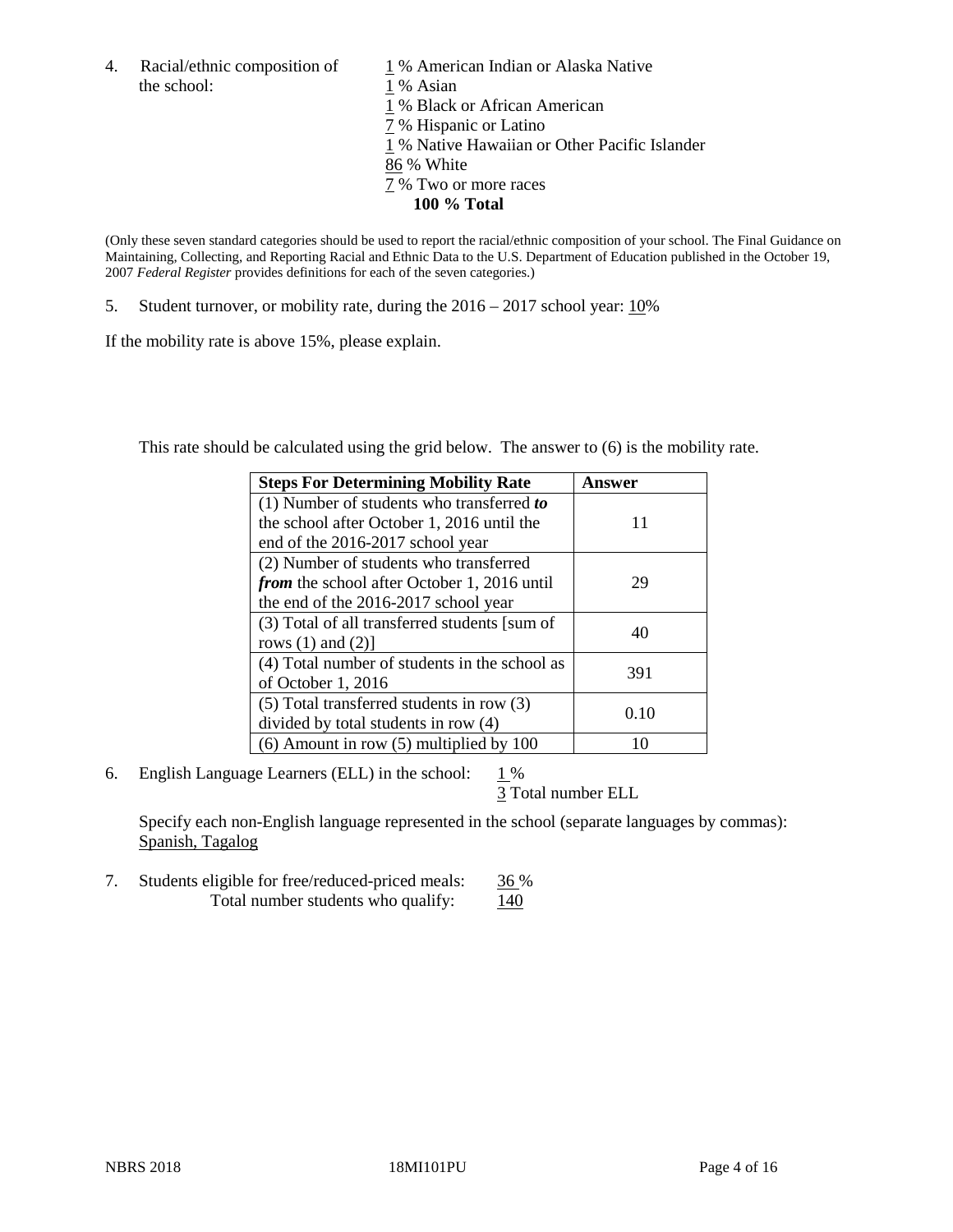4. Racial/ethnic composition of the school:

1 % American Indian or Alaska Native
1 % Asian
1 % Black or African American
7 % Hispanic or Latino
1 % Native Hawaiian or Other Pacific Islander
86 % White
7 % Two or more races
**100 % Total**

(Only these seven standard categories should be used to report the racial/ethnic composition of your school. The Final Guidance on Maintaining, Collecting, and Reporting Racial and Ethnic Data to the U.S. Department of Education published in the October 19, 2007 *Federal Register* provides definitions for each of the seven categories.)

5. Student turnover, or mobility rate, during the 2016 – 2017 school year: 10%

If the mobility rate is above 15%, please explain.

This rate should be calculated using the grid below. The answer to (6) is the mobility rate.

| **Steps For Determining Mobility Rate** | **Answer** |
|---|---|
| (1) Number of students who transferred ***to*** the school after October 1, 2016 until the end of the 2016-2017 school year | 11 |
| (2) Number of students who transferred ***from*** the school after October 1, 2016 until the end of the 2016-2017 school year | 29 |
| (3) Total of all transferred students [sum of rows (1) and (2)] | 40 |
| (4) Total number of students in the school as of October 1, 2016 | 391 |
| (5) Total transferred students in row (3) divided by total students in row (4) | 0.10 |
| (6) Amount in row (5) multiplied by 100 | 10 |

6. English Language Learners (ELL) in the school: 1 %
3 Total number ELL

Specify each non-English language represented in the school (separate languages by commas): Spanish, Tagalog

7. Students eligible for free/reduced-priced meals: 36 %
Total number students who qualify: 140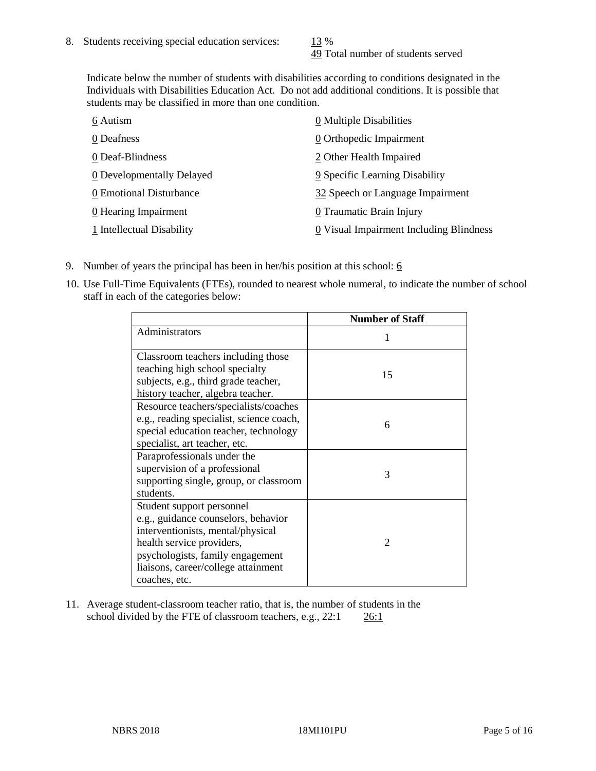8. Students receiving special education services: 13 %
   49 Total number of students served

   Indicate below the number of students with disabilities according to conditions designated in the Individuals with Disabilities Education Act. Do not add additional conditions. It is possible that students may be classified in more than one condition.

   6 Autism
   0 Deafness
   0 Deaf-Blindness
   0 Developmentally Delayed
   0 Emotional Disturbance
   0 Hearing Impairment
   1 Intellectual Disability
   0 Multiple Disabilities
   0 Orthopedic Impairment
   2 Other Health Impaired
   9 Specific Learning Disability
   32 Speech or Language Impairment
   0 Traumatic Brain Injury
   0 Visual Impairment Including Blindness

9. Number of years the principal has been in her/his position at this school: 6

10. Use Full-Time Equivalents (FTEs), rounded to nearest whole numeral, to indicate the number of school staff in each of the categories below:

| | Number of Staff |
|---|---|
| Administrators | 1 |
| Classroom teachers including those teaching high school specialty subjects, e.g., third grade teacher, history teacher, algebra teacher. | 15 |
| Resource teachers/specialists/coaches e.g., reading specialist, science coach, special education teacher, technology specialist, art teacher, etc. | 6 |
| Paraprofessionals under the supervision of a professional supporting single, group, or classroom students. | 3 |
| Student support personnel e.g., guidance counselors, behavior interventionists, mental/physical health service providers, psychologists, family engagement liaisons, career/college attainment coaches, etc. | 2 |

11. Average student-classroom teacher ratio, that is, the number of students in the school divided by the FTE of classroom teachers, e.g., 22:1 26:1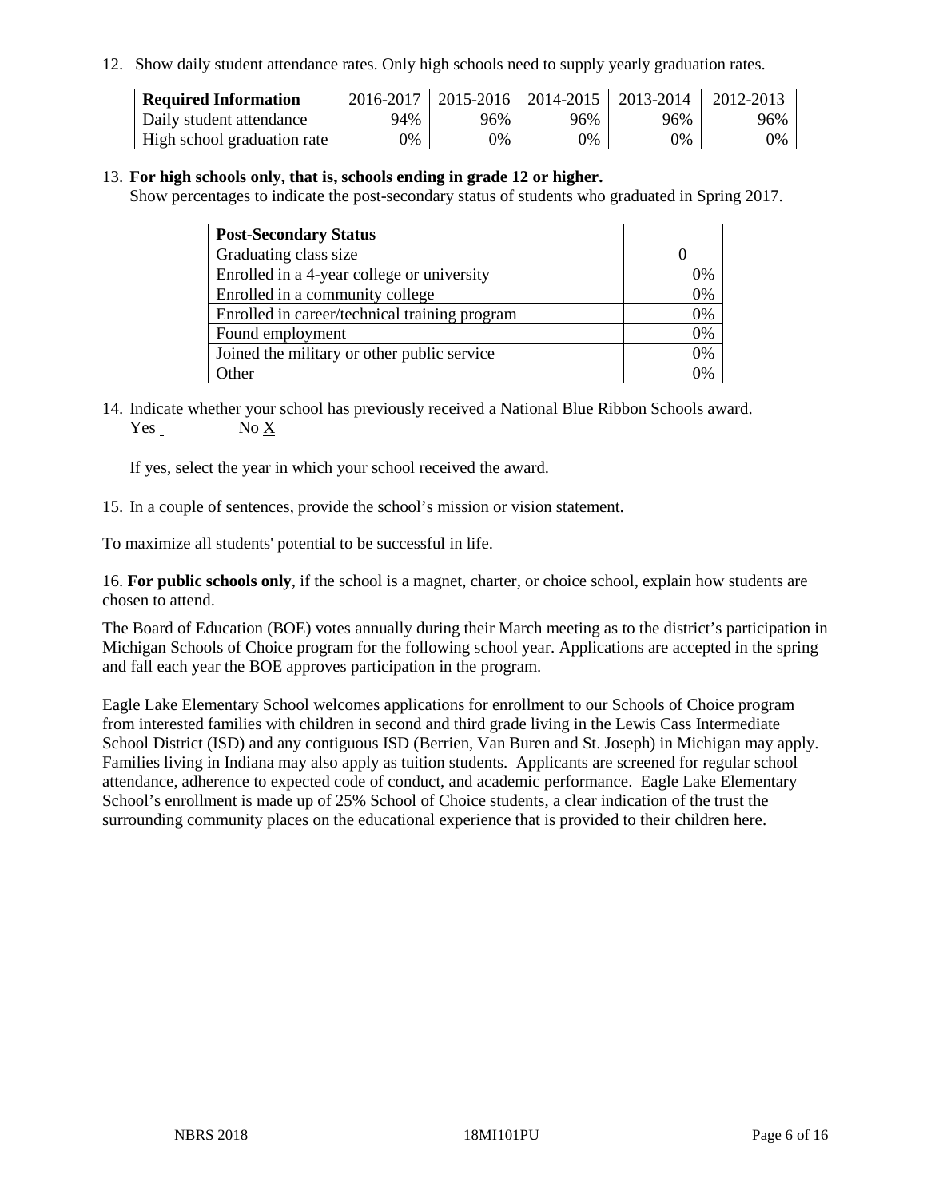12. Show daily student attendance rates. Only high schools need to supply yearly graduation rates.

| Required Information | 2016-2017 | 2015-2016 | 2014-2015 | 2013-2014 | 2012-2013 |
|---|---|---|---|---|---|
| Daily student attendance | 94% | 96% | 96% | 96% | 96% |
| High school graduation rate | 0% | 0% | 0% | 0% | 0% |

13. **For high schools only, that is, schools ending in grade 12 or higher.**
Show percentages to indicate the post-secondary status of students who graduated in Spring 2017.

| Post-Secondary Status | |
|---|---|
| Graduating class size | 0 |
| Enrolled in a 4-year college or university | 0% |
| Enrolled in a community college | 0% |
| Enrolled in career/technical training program | 0% |
| Found employment | 0% |
| Joined the military or other public service | 0% |
| Other | 0% |

14. Indicate whether your school has previously received a National Blue Ribbon Schools award.
Yes _ No X

If yes, select the year in which your school received the award.

15. In a couple of sentences, provide the school's mission or vision statement.

To maximize all students' potential to be successful in life.

16. **For public schools only**, if the school is a magnet, charter, or choice school, explain how students are chosen to attend.

The Board of Education (BOE) votes annually during their March meeting as to the district's participation in Michigan Schools of Choice program for the following school year. Applications are accepted in the spring and fall each year the BOE approves participation in the program.

Eagle Lake Elementary School welcomes applications for enrollment to our Schools of Choice program from interested families with children in second and third grade living in the Lewis Cass Intermediate School District (ISD) and any contiguous ISD (Berrien, Van Buren and St. Joseph) in Michigan may apply. Families living in Indiana may also apply as tuition students. Applicants are screened for regular school attendance, adherence to expected code of conduct, and academic performance. Eagle Lake Elementary School's enrollment is made up of 25% School of Choice students, a clear indication of the trust the surrounding community places on the educational experience that is provided to their children here.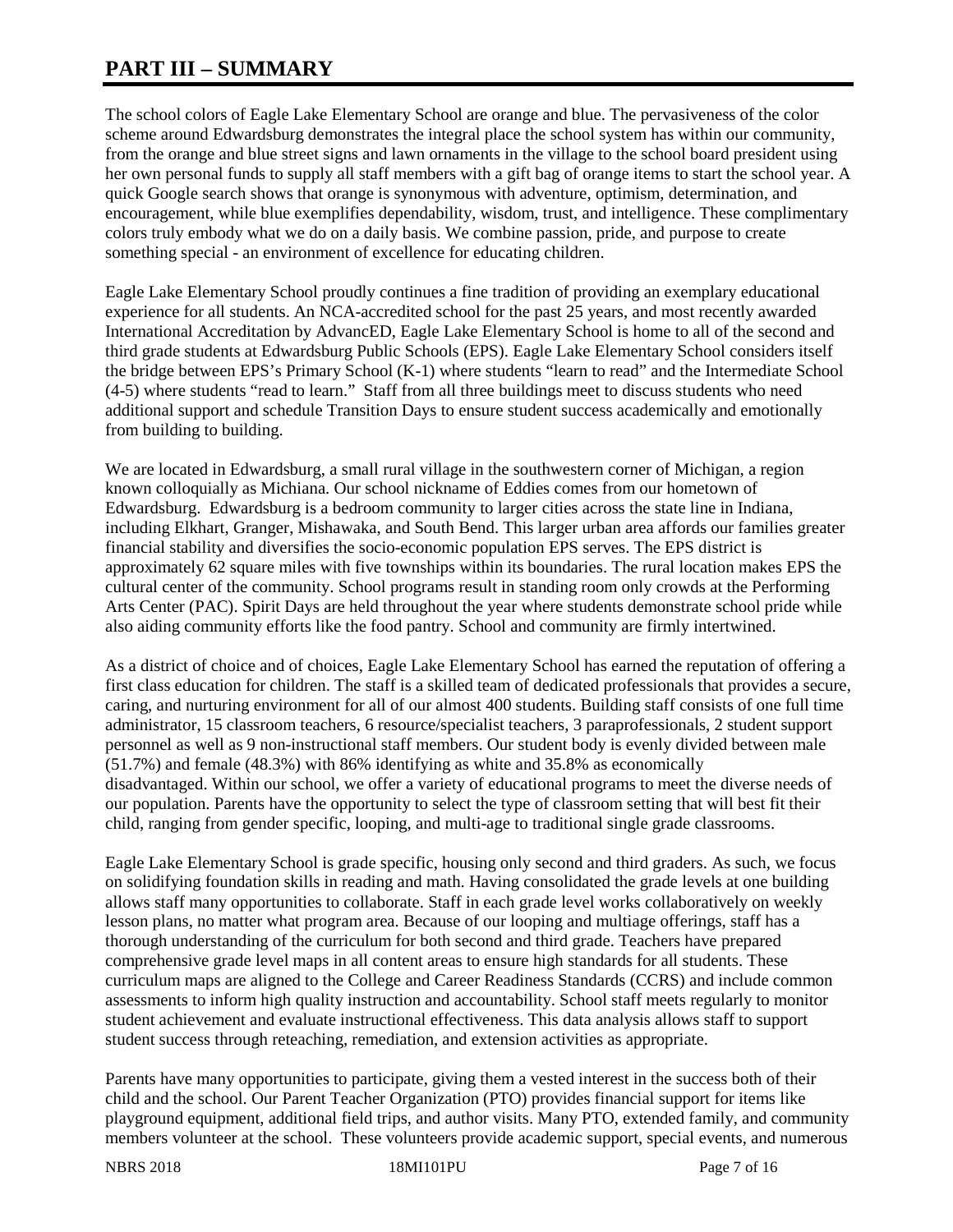# PART III – SUMMARY

The school colors of Eagle Lake Elementary School are orange and blue. The pervasiveness of the color scheme around Edwardsburg demonstrates the integral place the school system has within our community, from the orange and blue street signs and lawn ornaments in the village to the school board president using her own personal funds to supply all staff members with a gift bag of orange items to start the school year. A quick Google search shows that orange is synonymous with adventure, optimism, determination, and encouragement, while blue exemplifies dependability, wisdom, trust, and intelligence. These complimentary colors truly embody what we do on a daily basis. We combine passion, pride, and purpose to create something special - an environment of excellence for educating children.

Eagle Lake Elementary School proudly continues a fine tradition of providing an exemplary educational experience for all students. An NCA-accredited school for the past 25 years, and most recently awarded International Accreditation by AdvancED, Eagle Lake Elementary School is home to all of the second and third grade students at Edwardsburg Public Schools (EPS). Eagle Lake Elementary School considers itself the bridge between EPS's Primary School (K-1) where students "learn to read" and the Intermediate School (4-5) where students "read to learn." Staff from all three buildings meet to discuss students who need additional support and schedule Transition Days to ensure student success academically and emotionally from building to building.

We are located in Edwardsburg, a small rural village in the southwestern corner of Michigan, a region known colloquially as Michiana. Our school nickname of Eddies comes from our hometown of Edwardsburg. Edwardsburg is a bedroom community to larger cities across the state line in Indiana, including Elkhart, Granger, Mishawaka, and South Bend. This larger urban area affords our families greater financial stability and diversifies the socio-economic population EPS serves. The EPS district is approximately 62 square miles with five townships within its boundaries. The rural location makes EPS the cultural center of the community. School programs result in standing room only crowds at the Performing Arts Center (PAC). Spirit Days are held throughout the year where students demonstrate school pride while also aiding community efforts like the food pantry. School and community are firmly intertwined.

As a district of choice and of choices, Eagle Lake Elementary School has earned the reputation of offering a first class education for children. The staff is a skilled team of dedicated professionals that provides a secure, caring, and nurturing environment for all of our almost 400 students. Building staff consists of one full time administrator, 15 classroom teachers, 6 resource/specialist teachers, 3 paraprofessionals, 2 student support personnel as well as 9 non-instructional staff members. Our student body is evenly divided between male (51.7%) and female (48.3%) with 86% identifying as white and 35.8% as economically disadvantaged. Within our school, we offer a variety of educational programs to meet the diverse needs of our population. Parents have the opportunity to select the type of classroom setting that will best fit their child, ranging from gender specific, looping, and multi-age to traditional single grade classrooms.

Eagle Lake Elementary School is grade specific, housing only second and third graders. As such, we focus on solidifying foundation skills in reading and math. Having consolidated the grade levels at one building allows staff many opportunities to collaborate. Staff in each grade level works collaboratively on weekly lesson plans, no matter what program area. Because of our looping and multiage offerings, staff has a thorough understanding of the curriculum for both second and third grade. Teachers have prepared comprehensive grade level maps in all content areas to ensure high standards for all students. These curriculum maps are aligned to the College and Career Readiness Standards (CCRS) and include common assessments to inform high quality instruction and accountability. School staff meets regularly to monitor student achievement and evaluate instructional effectiveness. This data analysis allows staff to support student success through reteaching, remediation, and extension activities as appropriate.

Parents have many opportunities to participate, giving them a vested interest in the success both of their child and the school. Our Parent Teacher Organization (PTO) provides financial support for items like playground equipment, additional field trips, and author visits. Many PTO, extended family, and community members volunteer at the school. These volunteers provide academic support, special events, and numerous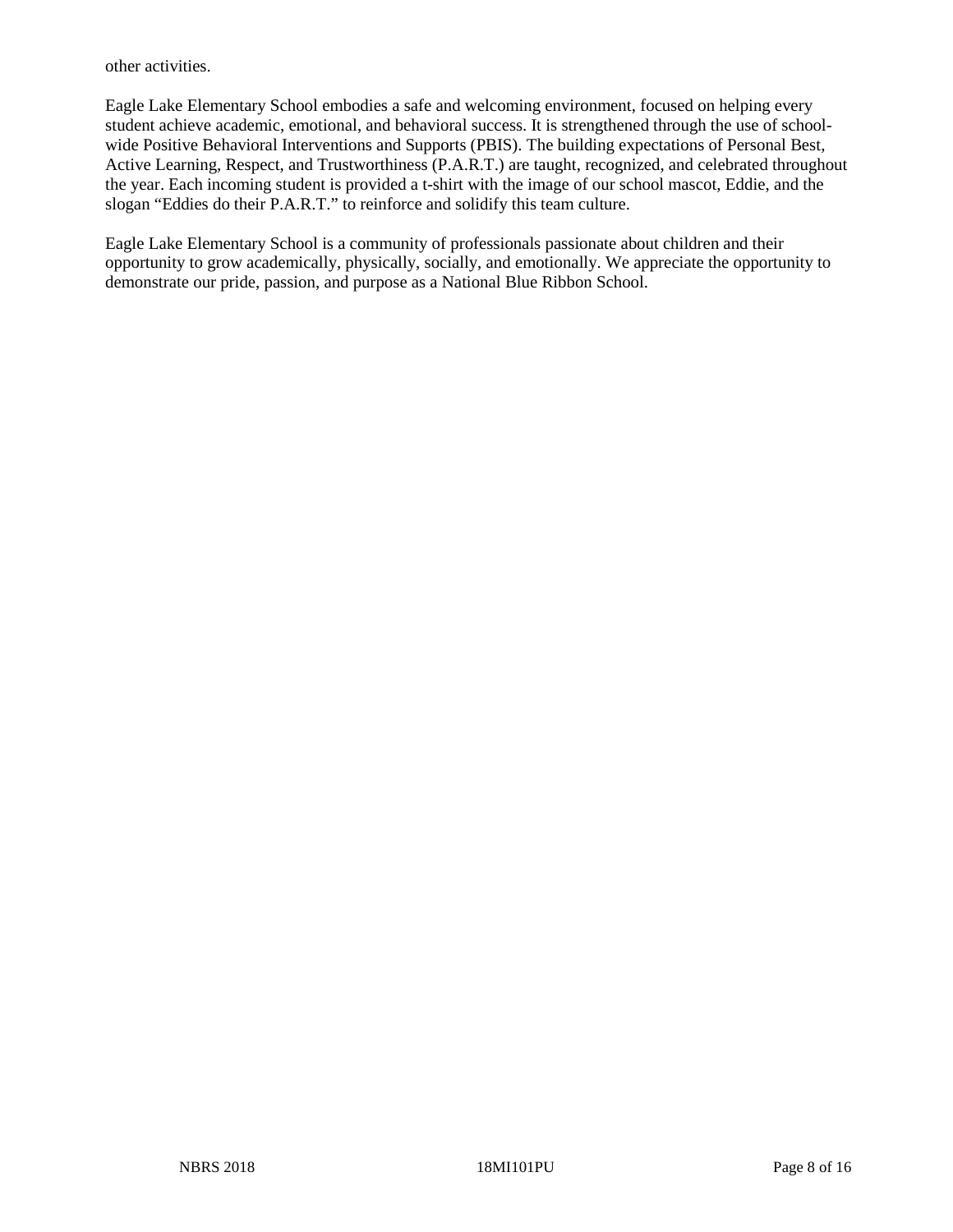other activities.

Eagle Lake Elementary School embodies a safe and welcoming environment, focused on helping every student achieve academic, emotional, and behavioral success. It is strengthened through the use of school-wide Positive Behavioral Interventions and Supports (PBIS). The building expectations of Personal Best, Active Learning, Respect, and Trustworthiness (P.A.R.T.) are taught, recognized, and celebrated throughout the year. Each incoming student is provided a t-shirt with the image of our school mascot, Eddie, and the slogan "Eddies do their P.A.R.T." to reinforce and solidify this team culture.

Eagle Lake Elementary School is a community of professionals passionate about children and their opportunity to grow academically, physically, socially, and emotionally. We appreciate the opportunity to demonstrate our pride, passion, and purpose as a National Blue Ribbon School.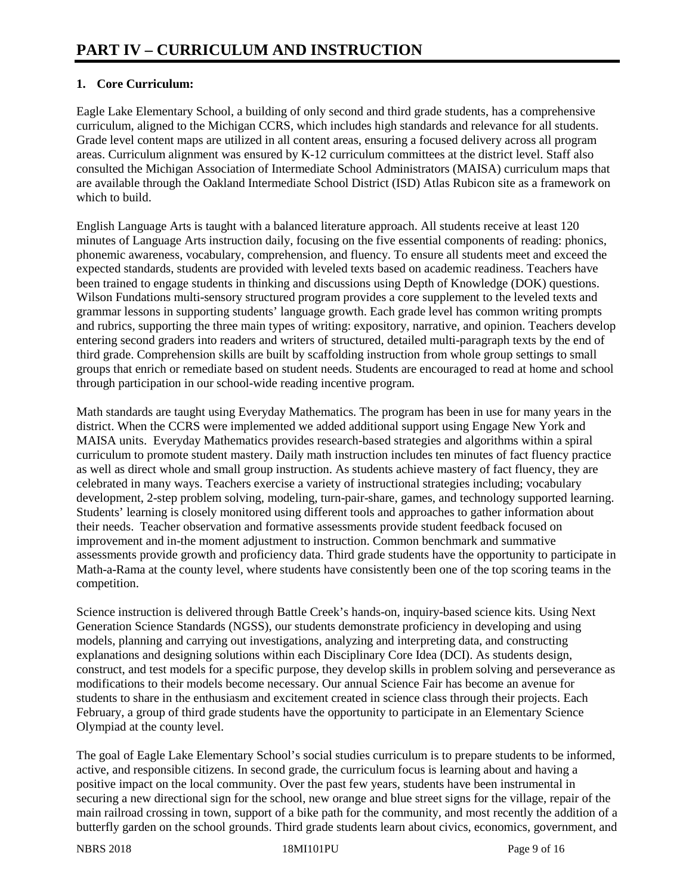# PART IV – CURRICULUM AND INSTRUCTION

**1. Core Curriculum:**

Eagle Lake Elementary School, a building of only second and third grade students, has a comprehensive curriculum, aligned to the Michigan CCRS, which includes high standards and relevance for all students. Grade level content maps are utilized in all content areas, ensuring a focused delivery across all program areas. Curriculum alignment was ensured by K-12 curriculum committees at the district level. Staff also consulted the Michigan Association of Intermediate School Administrators (MAISA) curriculum maps that are available through the Oakland Intermediate School District (ISD) Atlas Rubicon site as a framework on which to build.

English Language Arts is taught with a balanced literature approach. All students receive at least 120 minutes of Language Arts instruction daily, focusing on the five essential components of reading: phonics, phonemic awareness, vocabulary, comprehension, and fluency. To ensure all students meet and exceed the expected standards, students are provided with leveled texts based on academic readiness. Teachers have been trained to engage students in thinking and discussions using Depth of Knowledge (DOK) questions. Wilson Fundations multi-sensory structured program provides a core supplement to the leveled texts and grammar lessons in supporting students' language growth. Each grade level has common writing prompts and rubrics, supporting the three main types of writing: expository, narrative, and opinion. Teachers develop entering second graders into readers and writers of structured, detailed multi-paragraph texts by the end of third grade. Comprehension skills are built by scaffolding instruction from whole group settings to small groups that enrich or remediate based on student needs. Students are encouraged to read at home and school through participation in our school-wide reading incentive program.

Math standards are taught using Everyday Mathematics. The program has been in use for many years in the district. When the CCRS were implemented we added additional support using Engage New York and MAISA units. Everyday Mathematics provides research-based strategies and algorithms within a spiral curriculum to promote student mastery. Daily math instruction includes ten minutes of fact fluency practice as well as direct whole and small group instruction. As students achieve mastery of fact fluency, they are celebrated in many ways. Teachers exercise a variety of instructional strategies including; vocabulary development, 2-step problem solving, modeling, turn-pair-share, games, and technology supported learning. Students' learning is closely monitored using different tools and approaches to gather information about their needs. Teacher observation and formative assessments provide student feedback focused on improvement and in-the moment adjustment to instruction. Common benchmark and summative assessments provide growth and proficiency data. Third grade students have the opportunity to participate in Math-a-Rama at the county level, where students have consistently been one of the top scoring teams in the competition.

Science instruction is delivered through Battle Creek's hands-on, inquiry-based science kits. Using Next Generation Science Standards (NGSS), our students demonstrate proficiency in developing and using models, planning and carrying out investigations, analyzing and interpreting data, and constructing explanations and designing solutions within each Disciplinary Core Idea (DCI). As students design, construct, and test models for a specific purpose, they develop skills in problem solving and perseverance as modifications to their models become necessary. Our annual Science Fair has become an avenue for students to share in the enthusiasm and excitement created in science class through their projects. Each February, a group of third grade students have the opportunity to participate in an Elementary Science Olympiad at the county level.

The goal of Eagle Lake Elementary School's social studies curriculum is to prepare students to be informed, active, and responsible citizens. In second grade, the curriculum focus is learning about and having a positive impact on the local community. Over the past few years, students have been instrumental in securing a new directional sign for the school, new orange and blue street signs for the village, repair of the main railroad crossing in town, support of a bike path for the community, and most recently the addition of a butterfly garden on the school grounds. Third grade students learn about civics, economics, government, and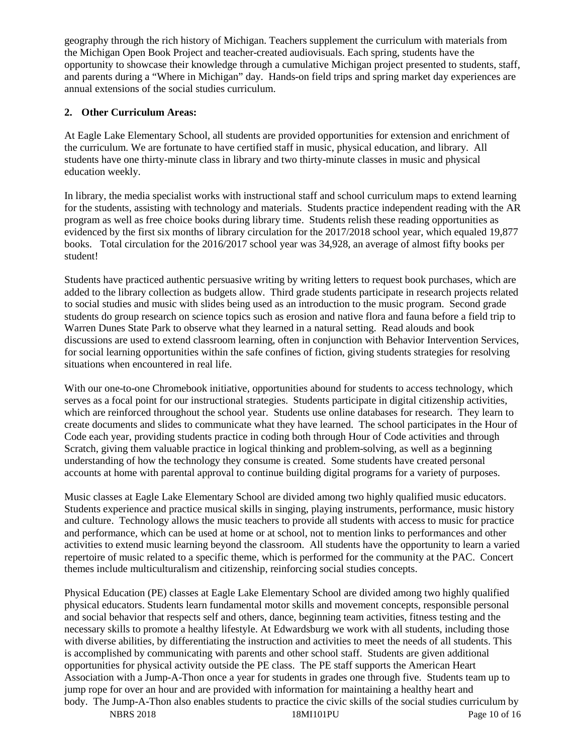geography through the rich history of Michigan. Teachers supplement the curriculum with materials from the Michigan Open Book Project and teacher-created audiovisuals. Each spring, students have the opportunity to showcase their knowledge through a cumulative Michigan project presented to students, staff, and parents during a "Where in Michigan" day. Hands-on field trips and spring market day experiences are annual extensions of the social studies curriculum.

**2. Other Curriculum Areas:**

At Eagle Lake Elementary School, all students are provided opportunities for extension and enrichment of the curriculum. We are fortunate to have certified staff in music, physical education, and library. All students have one thirty-minute class in library and two thirty-minute classes in music and physical education weekly.

In library, the media specialist works with instructional staff and school curriculum maps to extend learning for the students, assisting with technology and materials. Students practice independent reading with the AR program as well as free choice books during library time. Students relish these reading opportunities as evidenced by the first six months of library circulation for the 2017/2018 school year, which equaled 19,877 books. Total circulation for the 2016/2017 school year was 34,928, an average of almost fifty books per student!

Students have practiced authentic persuasive writing by writing letters to request book purchases, which are added to the library collection as budgets allow. Third grade students participate in research projects related to social studies and music with slides being used as an introduction to the music program. Second grade students do group research on science topics such as erosion and native flora and fauna before a field trip to Warren Dunes State Park to observe what they learned in a natural setting. Read alouds and book discussions are used to extend classroom learning, often in conjunction with Behavior Intervention Services, for social learning opportunities within the safe confines of fiction, giving students strategies for resolving situations when encountered in real life.

With our one-to-one Chromebook initiative, opportunities abound for students to access technology, which serves as a focal point for our instructional strategies. Students participate in digital citizenship activities, which are reinforced throughout the school year. Students use online databases for research. They learn to create documents and slides to communicate what they have learned. The school participates in the Hour of Code each year, providing students practice in coding both through Hour of Code activities and through Scratch, giving them valuable practice in logical thinking and problem-solving, as well as a beginning understanding of how the technology they consume is created. Some students have created personal accounts at home with parental approval to continue building digital programs for a variety of purposes.

Music classes at Eagle Lake Elementary School are divided among two highly qualified music educators. Students experience and practice musical skills in singing, playing instruments, performance, music history and culture. Technology allows the music teachers to provide all students with access to music for practice and performance, which can be used at home or at school, not to mention links to performances and other activities to extend music learning beyond the classroom. All students have the opportunity to learn a varied repertoire of music related to a specific theme, which is performed for the community at the PAC. Concert themes include multiculturalism and citizenship, reinforcing social studies concepts.

Physical Education (PE) classes at Eagle Lake Elementary School are divided among two highly qualified physical educators. Students learn fundamental motor skills and movement concepts, responsible personal and social behavior that respects self and others, dance, beginning team activities, fitness testing and the necessary skills to promote a healthy lifestyle. At Edwardsburg we work with all students, including those with diverse abilities, by differentiating the instruction and activities to meet the needs of all students. This is accomplished by communicating with parents and other school staff. Students are given additional opportunities for physical activity outside the PE class. The PE staff supports the American Heart Association with a Jump-A-Thon once a year for students in grades one through five. Students team up to jump rope for over an hour and are provided with information for maintaining a healthy heart and body. The Jump-A-Thon also enables students to practice the civic skills of the social studies curriculum by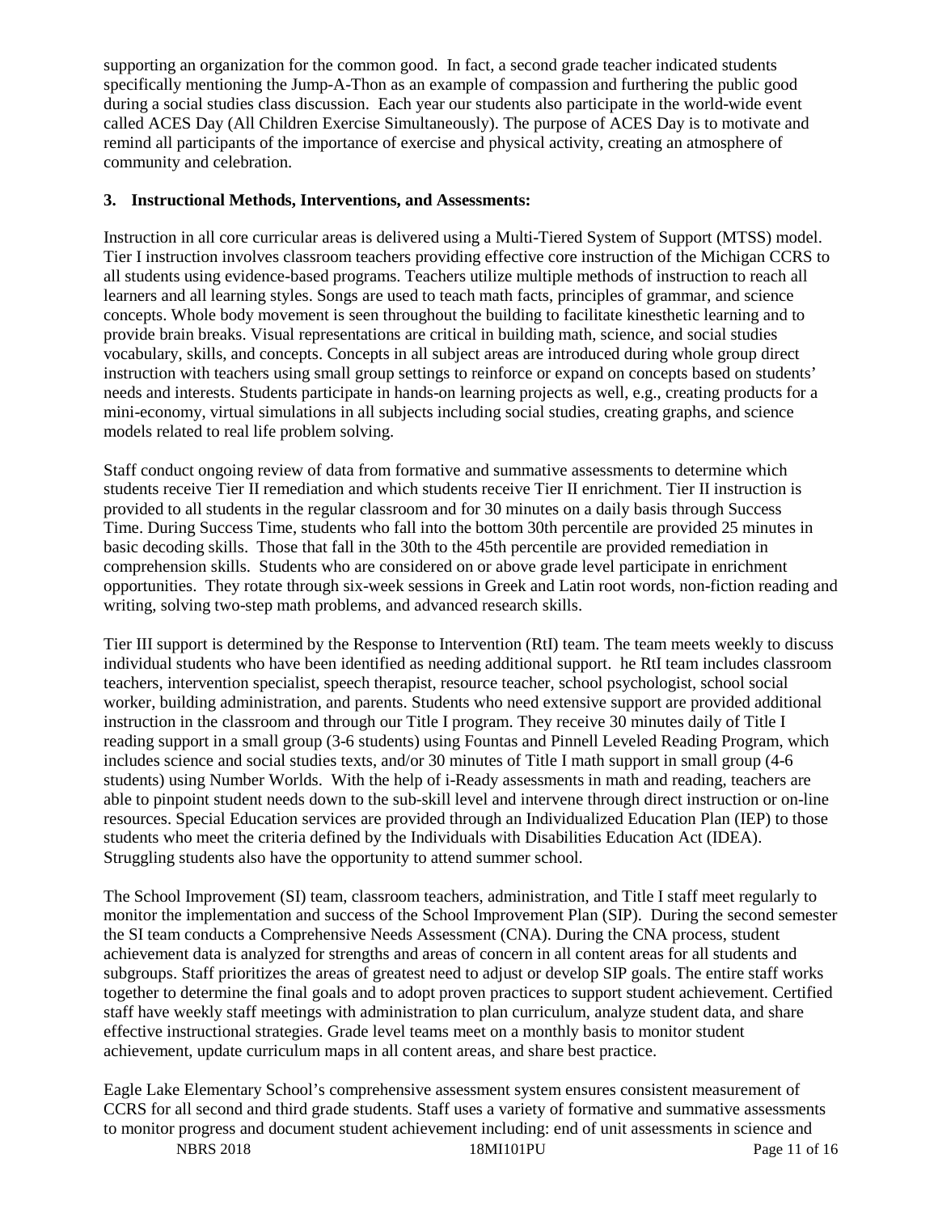supporting an organization for the common good.  In fact, a second grade teacher indicated students specifically mentioning the Jump-A-Thon as an example of compassion and furthering the public good during a social studies class discussion.  Each year our students also participate in the world-wide event called ACES Day (All Children Exercise Simultaneously). The purpose of ACES Day is to motivate and remind all participants of the importance of exercise and physical activity, creating an atmosphere of community and celebration.

**3. Instructional Methods, Interventions, and Assessments:**

Instruction in all core curricular areas is delivered using a Multi-Tiered System of Support (MTSS) model. Tier I instruction involves classroom teachers providing effective core instruction of the Michigan CCRS to all students using evidence-based programs. Teachers utilize multiple methods of instruction to reach all learners and all learning styles. Songs are used to teach math facts, principles of grammar, and science concepts. Whole body movement is seen throughout the building to facilitate kinesthetic learning and to provide brain breaks. Visual representations are critical in building math, science, and social studies vocabulary, skills, and concepts. Concepts in all subject areas are introduced during whole group direct instruction with teachers using small group settings to reinforce or expand on concepts based on students' needs and interests. Students participate in hands-on learning projects as well, e.g., creating products for a mini-economy, virtual simulations in all subjects including social studies, creating graphs, and science models related to real life problem solving.

Staff conduct ongoing review of data from formative and summative assessments to determine which students receive Tier II remediation and which students receive Tier II enrichment. Tier II instruction is provided to all students in the regular classroom and for 30 minutes on a daily basis through Success Time. During Success Time, students who fall into the bottom 30th percentile are provided 25 minutes in basic decoding skills.  Those that fall in the 30th to the 45th percentile are provided remediation in comprehension skills.  Students who are considered on or above grade level participate in enrichment opportunities.  They rotate through six-week sessions in Greek and Latin root words, non-fiction reading and writing, solving two-step math problems, and advanced research skills.

Tier III support is determined by the Response to Intervention (RtI) team. The team meets weekly to discuss individual students who have been identified as needing additional support.  he RtI team includes classroom teachers, intervention specialist, speech therapist, resource teacher, school psychologist, school social worker, building administration, and parents. Students who need extensive support are provided additional instruction in the classroom and through our Title I program. They receive 30 minutes daily of Title I reading support in a small group (3-6 students) using Fountas and Pinnell Leveled Reading Program, which includes science and social studies texts, and/or 30 minutes of Title I math support in small group (4-6 students) using Number Worlds.  With the help of i-Ready assessments in math and reading, teachers are able to pinpoint student needs down to the sub-skill level and intervene through direct instruction or on-line resources. Special Education services are provided through an Individualized Education Plan (IEP) to those students who meet the criteria defined by the Individuals with Disabilities Education Act (IDEA). Struggling students also have the opportunity to attend summer school.

The School Improvement (SI) team, classroom teachers, administration, and Title I staff meet regularly to monitor the implementation and success of the School Improvement Plan (SIP).  During the second semester the SI team conducts a Comprehensive Needs Assessment (CNA). During the CNA process, student achievement data is analyzed for strengths and areas of concern in all content areas for all students and subgroups. Staff prioritizes the areas of greatest need to adjust or develop SIP goals. The entire staff works together to determine the final goals and to adopt proven practices to support student achievement. Certified staff have weekly staff meetings with administration to plan curriculum, analyze student data, and share effective instructional strategies. Grade level teams meet on a monthly basis to monitor student achievement, update curriculum maps in all content areas, and share best practice.

Eagle Lake Elementary School's comprehensive assessment system ensures consistent measurement of CCRS for all second and third grade students. Staff uses a variety of formative and summative assessments to monitor progress and document student achievement including: end of unit assessments in science and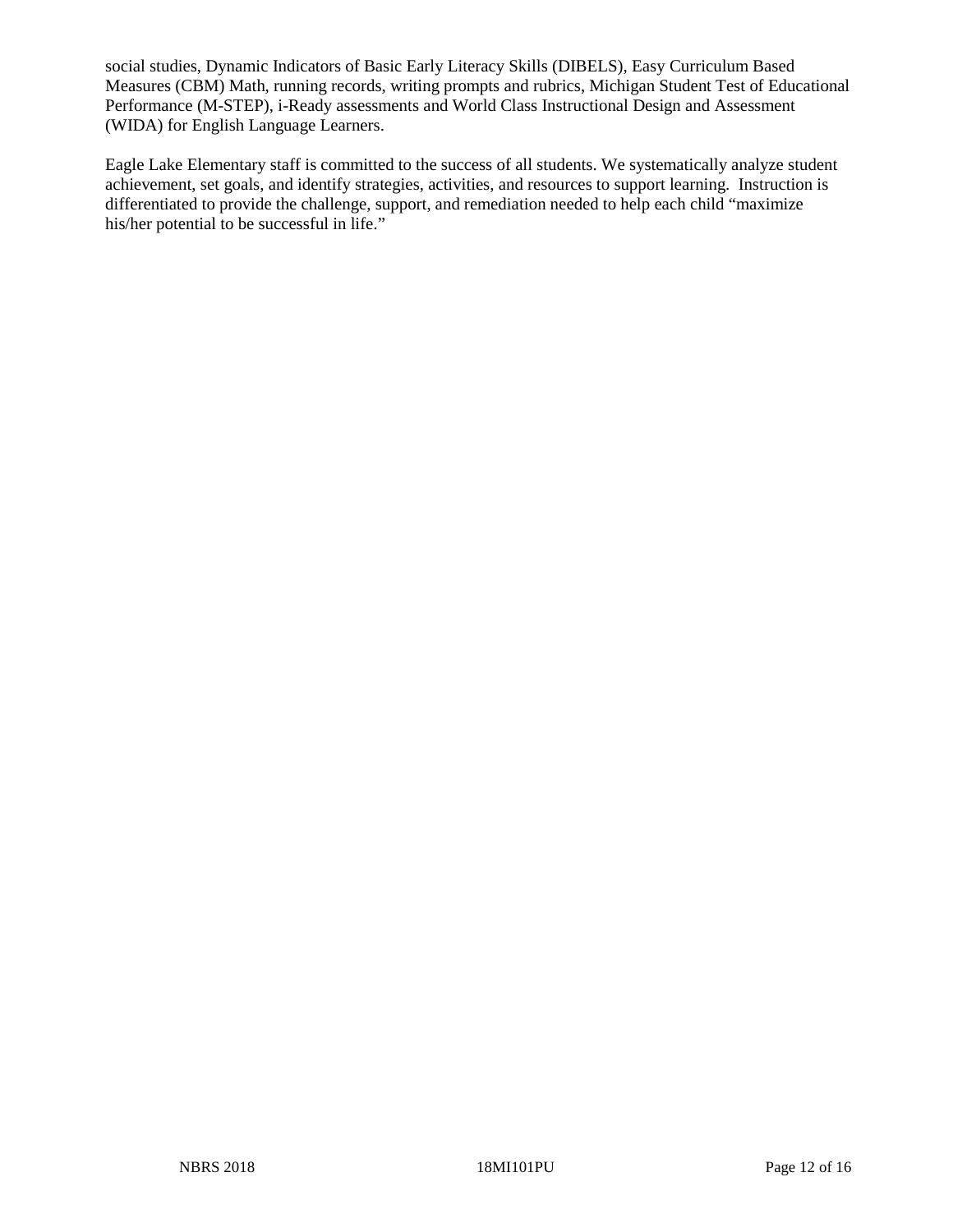social studies, Dynamic Indicators of Basic Early Literacy Skills (DIBELS), Easy Curriculum Based Measures (CBM) Math, running records, writing prompts and rubrics, Michigan Student Test of Educational Performance (M-STEP), i-Ready assessments and World Class Instructional Design and Assessment (WIDA) for English Language Learners.

Eagle Lake Elementary staff is committed to the success of all students. We systematically analyze student achievement, set goals, and identify strategies, activities, and resources to support learning. Instruction is differentiated to provide the challenge, support, and remediation needed to help each child "maximize his/her potential to be successful in life."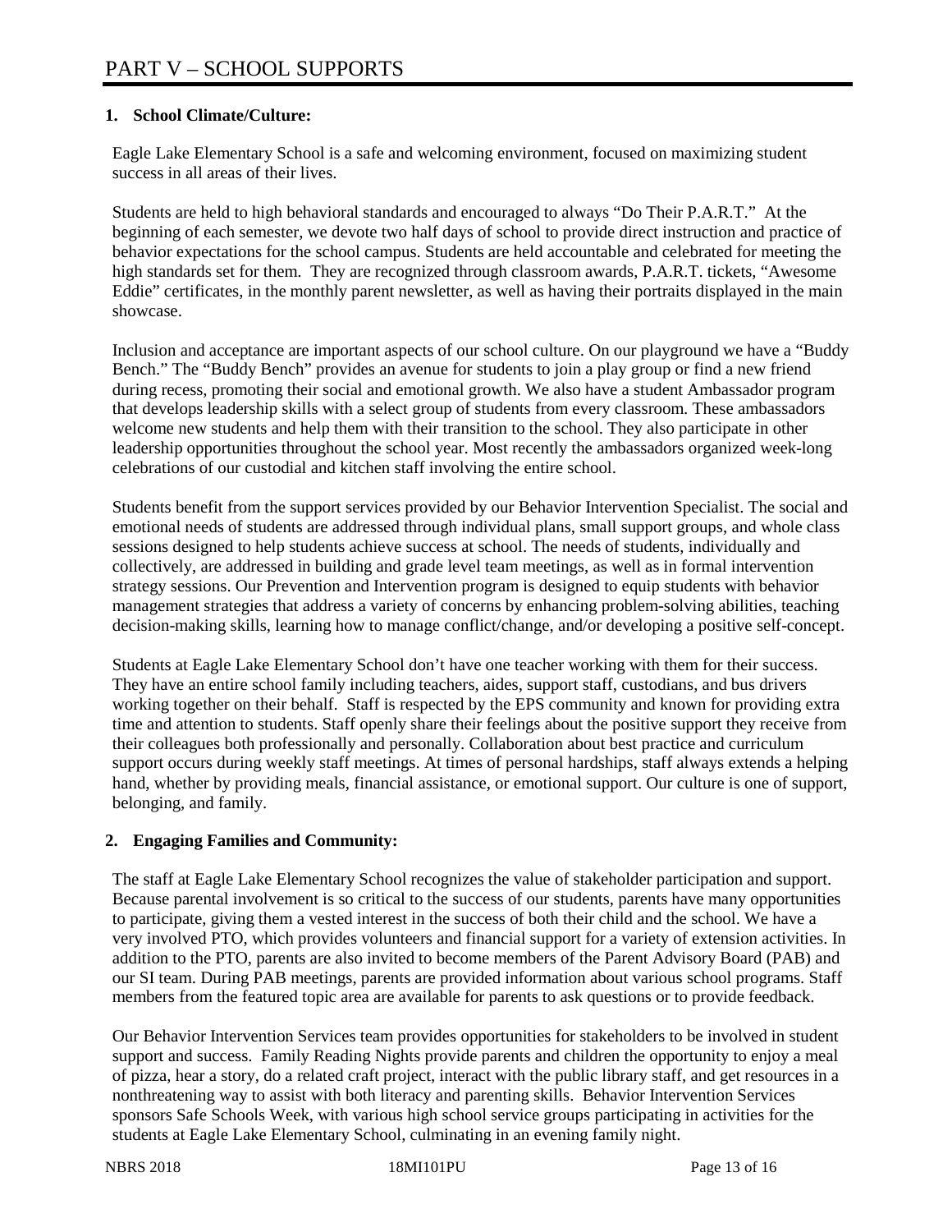# PART V – SCHOOL SUPPORTS

**1. School Climate/Culture:**

Eagle Lake Elementary School is a safe and welcoming environment, focused on maximizing student success in all areas of their lives.

Students are held to high behavioral standards and encouraged to always "Do Their P.A.R.T." At the beginning of each semester, we devote two half days of school to provide direct instruction and practice of behavior expectations for the school campus. Students are held accountable and celebrated for meeting the high standards set for them. They are recognized through classroom awards, P.A.R.T. tickets, "Awesome Eddie" certificates, in the monthly parent newsletter, as well as having their portraits displayed in the main showcase.

Inclusion and acceptance are important aspects of our school culture. On our playground we have a "Buddy Bench." The "Buddy Bench" provides an avenue for students to join a play group or find a new friend during recess, promoting their social and emotional growth. We also have a student Ambassador program that develops leadership skills with a select group of students from every classroom. These ambassadors welcome new students and help them with their transition to the school. They also participate in other leadership opportunities throughout the school year. Most recently the ambassadors organized week-long celebrations of our custodial and kitchen staff involving the entire school.

Students benefit from the support services provided by our Behavior Intervention Specialist. The social and emotional needs of students are addressed through individual plans, small support groups, and whole class sessions designed to help students achieve success at school. The needs of students, individually and collectively, are addressed in building and grade level team meetings, as well as in formal intervention strategy sessions. Our Prevention and Intervention program is designed to equip students with behavior management strategies that address a variety of concerns by enhancing problem-solving abilities, teaching decision-making skills, learning how to manage conflict/change, and/or developing a positive self-concept.

Students at Eagle Lake Elementary School don't have one teacher working with them for their success. They have an entire school family including teachers, aides, support staff, custodians, and bus drivers working together on their behalf. Staff is respected by the EPS community and known for providing extra time and attention to students. Staff openly share their feelings about the positive support they receive from their colleagues both professionally and personally. Collaboration about best practice and curriculum support occurs during weekly staff meetings. At times of personal hardships, staff always extends a helping hand, whether by providing meals, financial assistance, or emotional support. Our culture is one of support, belonging, and family.

**2. Engaging Families and Community:**

The staff at Eagle Lake Elementary School recognizes the value of stakeholder participation and support. Because parental involvement is so critical to the success of our students, parents have many opportunities to participate, giving them a vested interest in the success of both their child and the school. We have a very involved PTO, which provides volunteers and financial support for a variety of extension activities. In addition to the PTO, parents are also invited to become members of the Parent Advisory Board (PAB) and our SI team. During PAB meetings, parents are provided information about various school programs. Staff members from the featured topic area are available for parents to ask questions or to provide feedback.

Our Behavior Intervention Services team provides opportunities for stakeholders to be involved in student support and success. Family Reading Nights provide parents and children the opportunity to enjoy a meal of pizza, hear a story, do a related craft project, interact with the public library staff, and get resources in a nonthreatening way to assist with both literacy and parenting skills. Behavior Intervention Services sponsors Safe Schools Week, with various high school service groups participating in activities for the students at Eagle Lake Elementary School, culminating in an evening family night.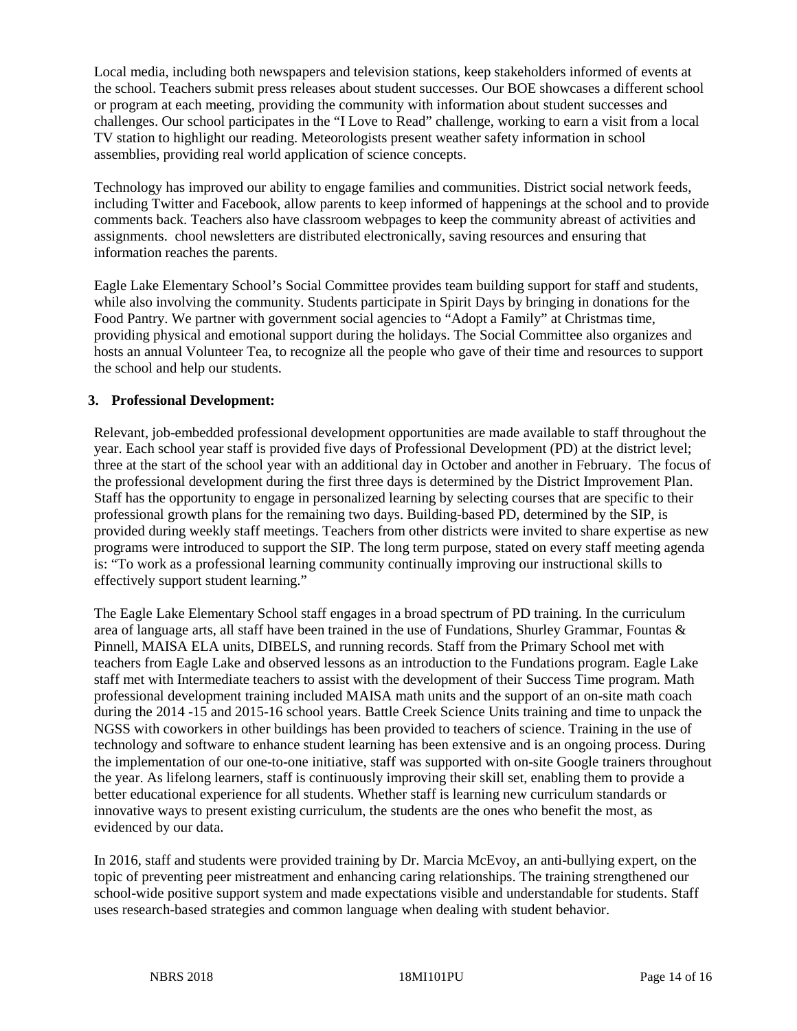Local media, including both newspapers and television stations, keep stakeholders informed of events at the school. Teachers submit press releases about student successes. Our BOE showcases a different school or program at each meeting, providing the community with information about student successes and challenges. Our school participates in the "I Love to Read" challenge, working to earn a visit from a local TV station to highlight our reading. Meteorologists present weather safety information in school assemblies, providing real world application of science concepts.

Technology has improved our ability to engage families and communities. District social network feeds, including Twitter and Facebook, allow parents to keep informed of happenings at the school and to provide comments back. Teachers also have classroom webpages to keep the community abreast of activities and assignments. chool newsletters are distributed electronically, saving resources and ensuring that information reaches the parents.

Eagle Lake Elementary School's Social Committee provides team building support for staff and students, while also involving the community. Students participate in Spirit Days by bringing in donations for the Food Pantry. We partner with government social agencies to "Adopt a Family" at Christmas time, providing physical and emotional support during the holidays. The Social Committee also organizes and hosts an annual Volunteer Tea, to recognize all the people who gave of their time and resources to support the school and help our students.

**3. Professional Development:**

Relevant, job-embedded professional development opportunities are made available to staff throughout the year. Each school year staff is provided five days of Professional Development (PD) at the district level; three at the start of the school year with an additional day in October and another in February. The focus of the professional development during the first three days is determined by the District Improvement Plan. Staff has the opportunity to engage in personalized learning by selecting courses that are specific to their professional growth plans for the remaining two days. Building-based PD, determined by the SIP, is provided during weekly staff meetings. Teachers from other districts were invited to share expertise as new programs were introduced to support the SIP. The long term purpose, stated on every staff meeting agenda is: "To work as a professional learning community continually improving our instructional skills to effectively support student learning."

The Eagle Lake Elementary School staff engages in a broad spectrum of PD training. In the curriculum area of language arts, all staff have been trained in the use of Fundations, Shurley Grammar, Fountas & Pinnell, MAISA ELA units, DIBELS, and running records. Staff from the Primary School met with teachers from Eagle Lake and observed lessons as an introduction to the Fundations program. Eagle Lake staff met with Intermediate teachers to assist with the development of their Success Time program. Math professional development training included MAISA math units and the support of an on-site math coach during the 2014 -15 and 2015-16 school years. Battle Creek Science Units training and time to unpack the NGSS with coworkers in other buildings has been provided to teachers of science. Training in the use of technology and software to enhance student learning has been extensive and is an ongoing process. During the implementation of our one-to-one initiative, staff was supported with on-site Google trainers throughout the year. As lifelong learners, staff is continuously improving their skill set, enabling them to provide a better educational experience for all students. Whether staff is learning new curriculum standards or innovative ways to present existing curriculum, the students are the ones who benefit the most, as evidenced by our data.

In 2016, staff and students were provided training by Dr. Marcia McEvoy, an anti-bullying expert, on the topic of preventing peer mistreatment and enhancing caring relationships. The training strengthened our school-wide positive support system and made expectations visible and understandable for students. Staff uses research-based strategies and common language when dealing with student behavior.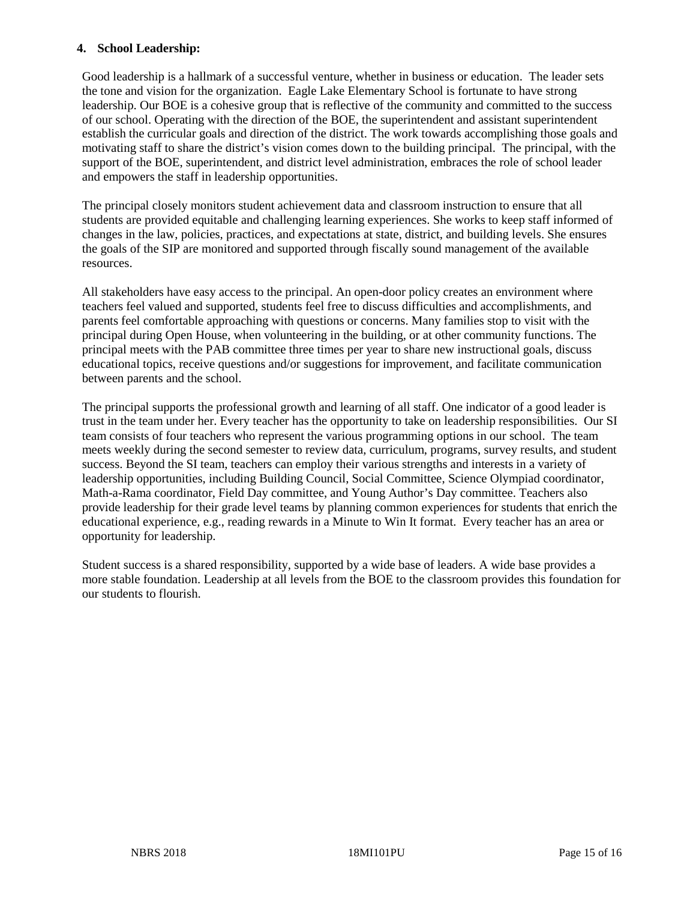## 4. School Leadership:

Good leadership is a hallmark of a successful venture, whether in business or education. The leader sets the tone and vision for the organization. Eagle Lake Elementary School is fortunate to have strong leadership. Our BOE is a cohesive group that is reflective of the community and committed to the success of our school. Operating with the direction of the BOE, the superintendent and assistant superintendent establish the curricular goals and direction of the district. The work towards accomplishing those goals and motivating staff to share the district's vision comes down to the building principal. The principal, with the support of the BOE, superintendent, and district level administration, embraces the role of school leader and empowers the staff in leadership opportunities.

The principal closely monitors student achievement data and classroom instruction to ensure that all students are provided equitable and challenging learning experiences. She works to keep staff informed of changes in the law, policies, practices, and expectations at state, district, and building levels. She ensures the goals of the SIP are monitored and supported through fiscally sound management of the available resources.

All stakeholders have easy access to the principal. An open-door policy creates an environment where teachers feel valued and supported, students feel free to discuss difficulties and accomplishments, and parents feel comfortable approaching with questions or concerns. Many families stop to visit with the principal during Open House, when volunteering in the building, or at other community functions. The principal meets with the PAB committee three times per year to share new instructional goals, discuss educational topics, receive questions and/or suggestions for improvement, and facilitate communication between parents and the school.

The principal supports the professional growth and learning of all staff. One indicator of a good leader is trust in the team under her. Every teacher has the opportunity to take on leadership responsibilities. Our SI team consists of four teachers who represent the various programming options in our school. The team meets weekly during the second semester to review data, curriculum, programs, survey results, and student success. Beyond the SI team, teachers can employ their various strengths and interests in a variety of leadership opportunities, including Building Council, Social Committee, Science Olympiad coordinator, Math-a-Rama coordinator, Field Day committee, and Young Author's Day committee. Teachers also provide leadership for their grade level teams by planning common experiences for students that enrich the educational experience, e.g., reading rewards in a Minute to Win It format. Every teacher has an area or opportunity for leadership.

Student success is a shared responsibility, supported by a wide base of leaders. A wide base provides a more stable foundation. Leadership at all levels from the BOE to the classroom provides this foundation for our students to flourish.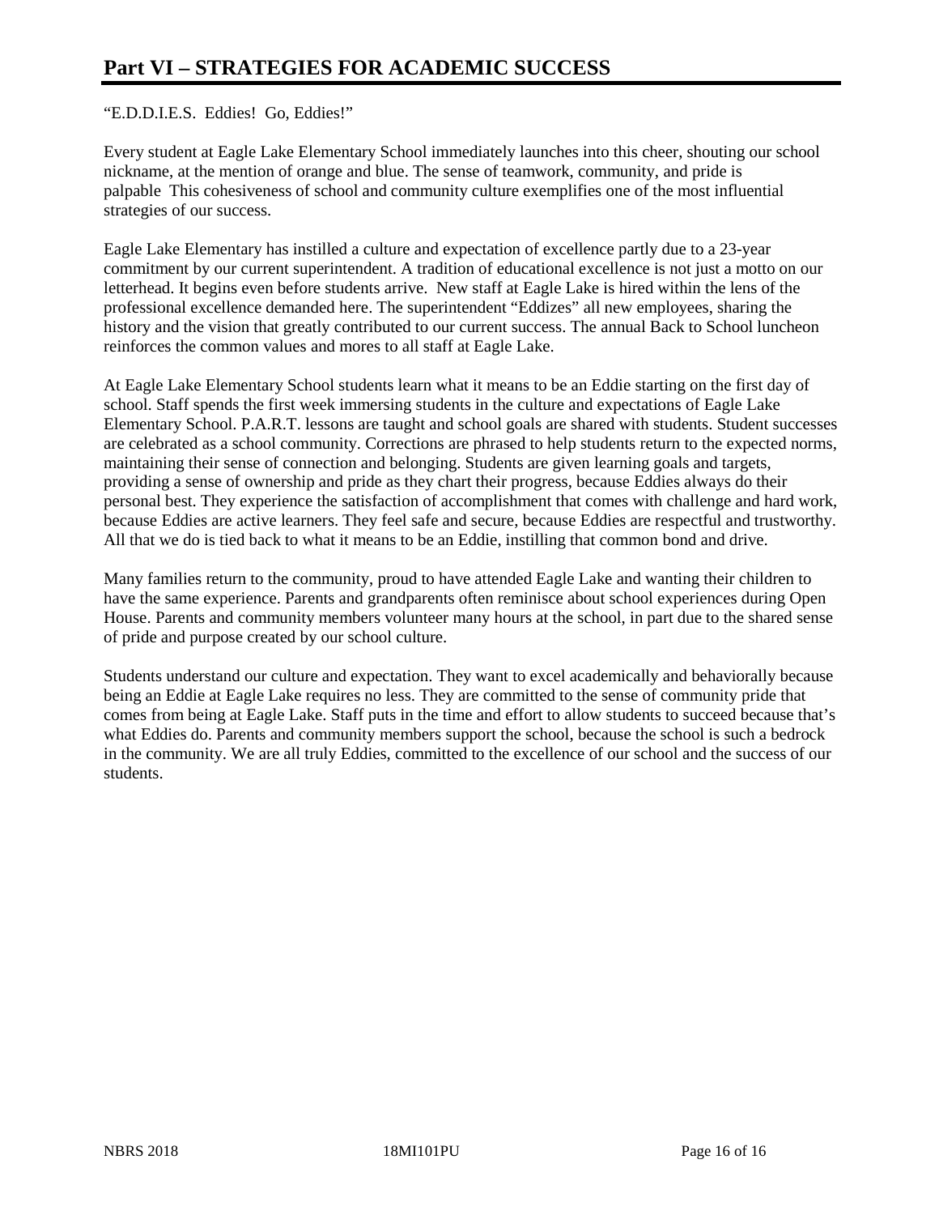# Part VI – STRATEGIES FOR ACADEMIC SUCCESS

"E.D.D.I.E.S. Eddies! Go, Eddies!"

Every student at Eagle Lake Elementary School immediately launches into this cheer, shouting our school nickname, at the mention of orange and blue. The sense of teamwork, community, and pride is palpable This cohesiveness of school and community culture exemplifies one of the most influential strategies of our success.

Eagle Lake Elementary has instilled a culture and expectation of excellence partly due to a 23-year commitment by our current superintendent. A tradition of educational excellence is not just a motto on our letterhead. It begins even before students arrive. New staff at Eagle Lake is hired within the lens of the professional excellence demanded here. The superintendent "Eddizes" all new employees, sharing the history and the vision that greatly contributed to our current success. The annual Back to School luncheon reinforces the common values and mores to all staff at Eagle Lake.

At Eagle Lake Elementary School students learn what it means to be an Eddie starting on the first day of school. Staff spends the first week immersing students in the culture and expectations of Eagle Lake Elementary School. P.A.R.T. lessons are taught and school goals are shared with students. Student successes are celebrated as a school community. Corrections are phrased to help students return to the expected norms, maintaining their sense of connection and belonging. Students are given learning goals and targets, providing a sense of ownership and pride as they chart their progress, because Eddies always do their personal best. They experience the satisfaction of accomplishment that comes with challenge and hard work, because Eddies are active learners. They feel safe and secure, because Eddies are respectful and trustworthy. All that we do is tied back to what it means to be an Eddie, instilling that common bond and drive.

Many families return to the community, proud to have attended Eagle Lake and wanting their children to have the same experience. Parents and grandparents often reminisce about school experiences during Open House. Parents and community members volunteer many hours at the school, in part due to the shared sense of pride and purpose created by our school culture.

Students understand our culture and expectation. They want to excel academically and behaviorally because being an Eddie at Eagle Lake requires no less. They are committed to the sense of community pride that comes from being at Eagle Lake. Staff puts in the time and effort to allow students to succeed because that's what Eddies do. Parents and community members support the school, because the school is such a bedrock in the community. We are all truly Eddies, committed to the excellence of our school and the success of our students.